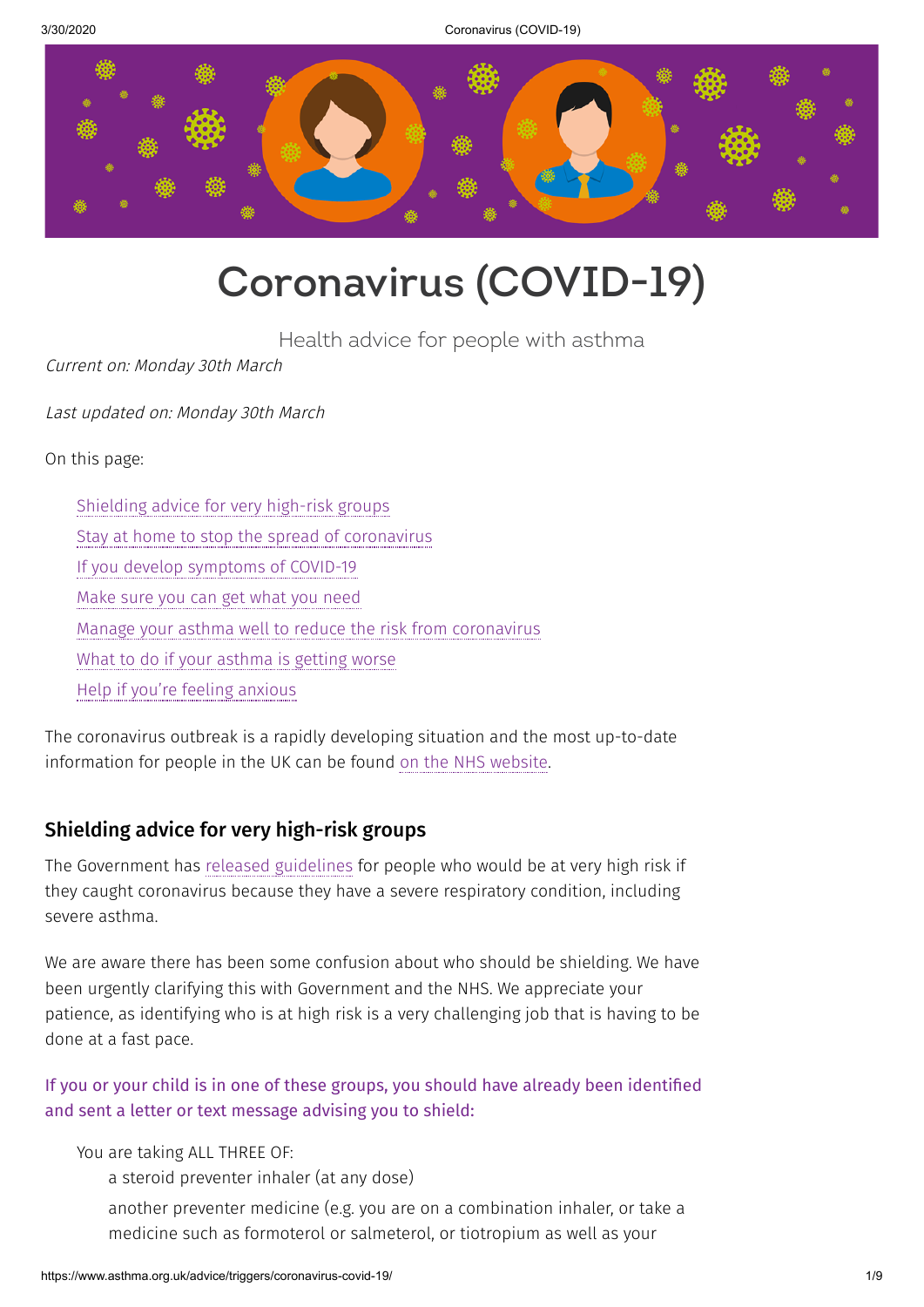# Coronavirus (COVID-19)

Health advice for people with asthma

*Current on: Monday 30th March*

*Last updated on: Monday 30th March*

On this page:

- Shielding advice for very high-risk groups
- Stay at home to stop the spread of coronavirus
- If you develop symptoms of COVID-19
- Make sure you can get what you need
- Manage your asthma well to reduce the risk from coronavirus
- What to do if your asthma is getting worse
- Help if you're feeling anxious

The coronavirus outbreak is a rapidly developing situation and the most up-to-date information for people in the UK can be found on the NHS website.

## Shielding advice for very high-risk groups

The Government has released guidelines for people who would be at very high risk if they caught coronavirus because they have a severe respiratory condition, including severe asthma.

We are aware there has been some confusion about who should be shielding. We have been urgently clarifying this with Government and the NHS. We appreciate your patience, as identifying who is at high risk is a very challenging job that is having to be done at a fast pace.

If you or your child is in one of these groups, you should have already been identified and sent a letter or text message advising you to shield:

You are taking ALL THREE OF:

- a steroid preventer inhaler (at any dose)
- another preventer medicine (e.g. you are on a combination inhaler, or take a medicine such as formoterol or salmeterol, or tiotropium as well as your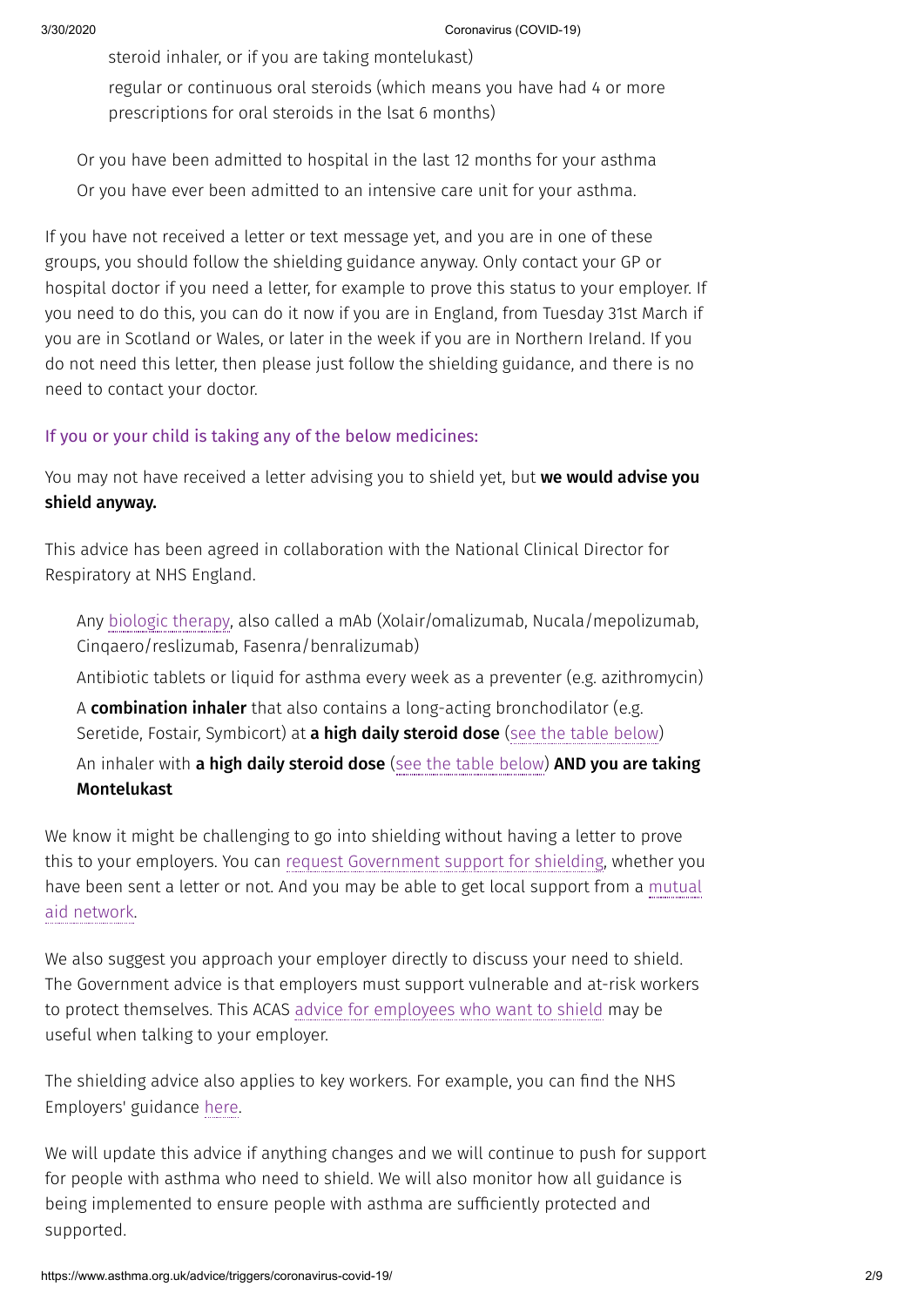- steroid inhaler, or if you are taking montelukast)
- regular or continuous oral steroids (which means you have had 4 or more prescriptions for oral steroids in the lsat 6 months)

Or you have been admitted to hospital in the last 12 months for your asthma

Or you have ever been admitted to an intensive care unit for your asthma.

If you have not received a letter or text message yet, and you are in one of these groups, you should follow the shielding guidance anyway. Only contact your GP or hospital doctor if you need a letter, for example to prove this status to your employer. If you need to do this, you can do it now if you are in England, from Tuesday 31st March if you are in Scotland or Wales, or later in the week if you are in Northern Ireland. If you do not need this letter, then please just follow the shielding guidance, and there is no need to contact your doctor.

### If you or your child is taking any of the below medicines:

You may not have received a letter advising you to shield yet, but **we would advise you shield anyway.**

This advice has been agreed in collaboration with the National Clinical Director for Respiratory at NHS England.

- Any biologic therapy, also called a mAb (Xolair/omalizumab, Nucala/mepolizumab, Cinqaero/reslizumab, Fasenra/benralizumab)
- Antibiotic tablets or liquid for asthma every week as a preventer (e.g. azithromycin)
- A **combination inhaler** that also contains a long-acting bronchodilator (e.g. Seretide, Fostair, Symbicort) at **a high daily steroid dose** (see the table below)
- An inhaler with **a high daily steroid dose** (see the table below) **AND you are taking Montelukast**

We know it might be challenging to go into shielding without having a letter to prove this to your employers. You can request Government support for shielding, whether you have been sent a letter or not. And you may be able to get local support from a mutual aid network.

We also suggest you approach your employer directly to discuss your need to shield. The Government advice is that employers must support vulnerable and at-risk workers to protect themselves. This ACAS advice for employees who want to shield may be useful when talking to your employer.

The shielding advice also applies to key workers. For example, you can find the NHS Employers' guidance here.

We will update this advice if anything changes and we will continue to push for support for people with asthma who need to shield. We will also monitor how all guidance is being implemented to ensure people with asthma are sufficiently protected and supported.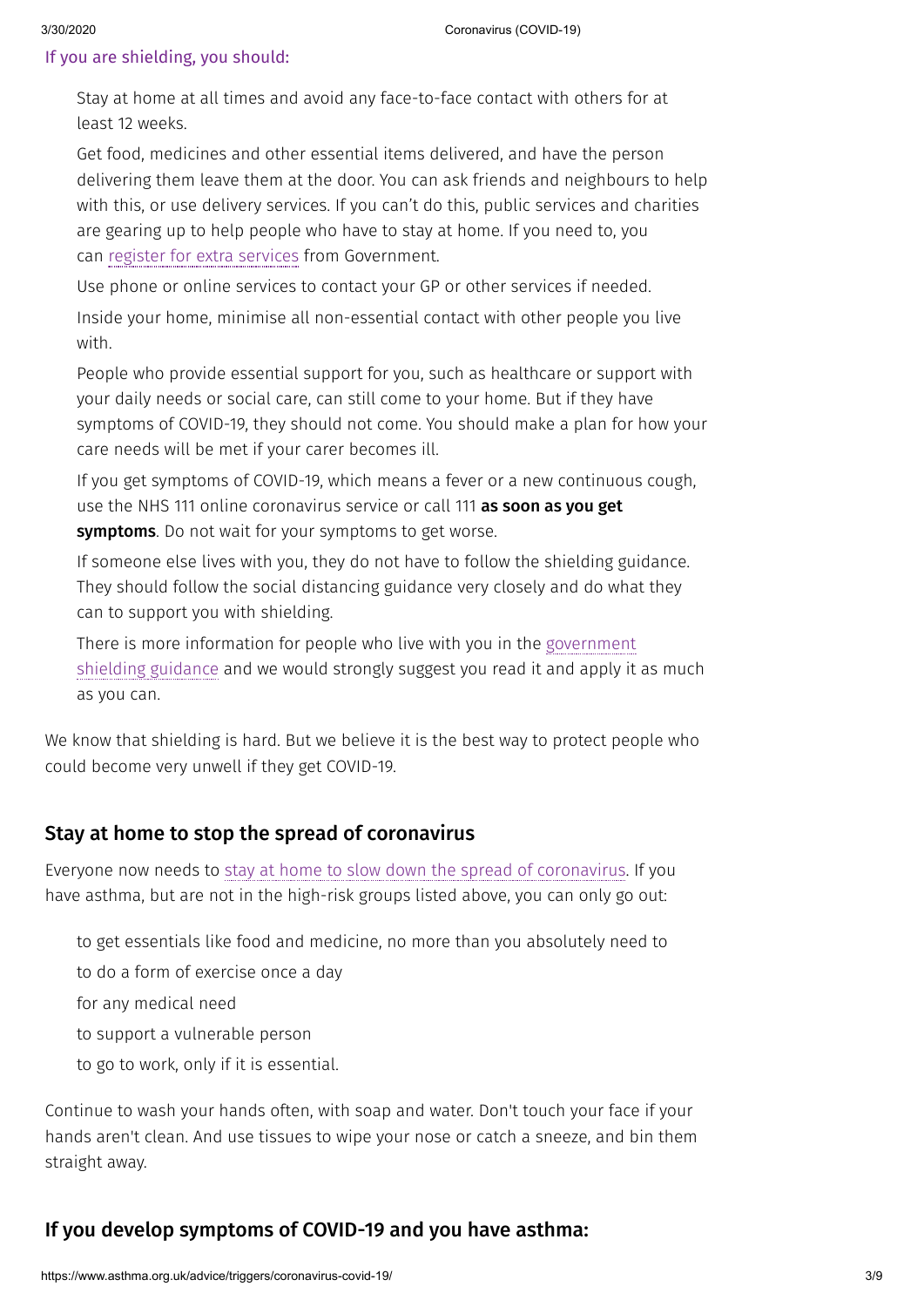If you are shielding, you should:

- Stay at home at all times and avoid any face-to-face contact with others for at least 12 weeks.
- Get food, medicines and other essential items delivered, and have the person delivering them leave them at the door. You can ask friends and neighbours to help with this, or use delivery services. If you can't do this, public services and charities are gearing up to help people who have to stay at home. If you need to, you can register for extra services from Government.
- Use phone or online services to contact your GP or other services if needed.
- Inside your home, minimise all non-essential contact with other people you live with.
- People who provide essential support for you, such as healthcare or support with your daily needs or social care, can still come to your home. But if they have symptoms of COVID-19, they should not come. You should make a plan for how your care needs will be met if your carer becomes ill.
- If you get symptoms of COVID-19, which means a fever or a new continuous cough, use the NHS 111 online coronavirus service or call 111 **as soon as you get symptoms**. Do not wait for your symptoms to get worse.
- If someone else lives with you, they do not have to follow the shielding guidance. They should follow the social distancing guidance very closely and do what they can to support you with shielding.
- There is more information for people who live with you in the government shielding guidance and we would strongly suggest you read it and apply it as much as you can.

We know that shielding is hard. But we believe it is the best way to protect people who could become very unwell if they get COVID-19.

## Stay at home to stop the spread of coronavirus

Everyone now needs to stay at home to slow down the spread of coronavirus. If you have asthma, but are not in the high-risk groups listed above, you can only go out:

- to get essentials like food and medicine, no more than you absolutely need to
- to do a form of exercise once a day
- for any medical need
- to support a vulnerable person
- to go to work, only if it is essential.

Continue to wash your hands often, with soap and water. Don't touch your face if your hands aren't clean. And use tissues to wipe your nose or catch a sneeze, and bin them straight away.

## If you develop symptoms of COVID-19 and you have asthma: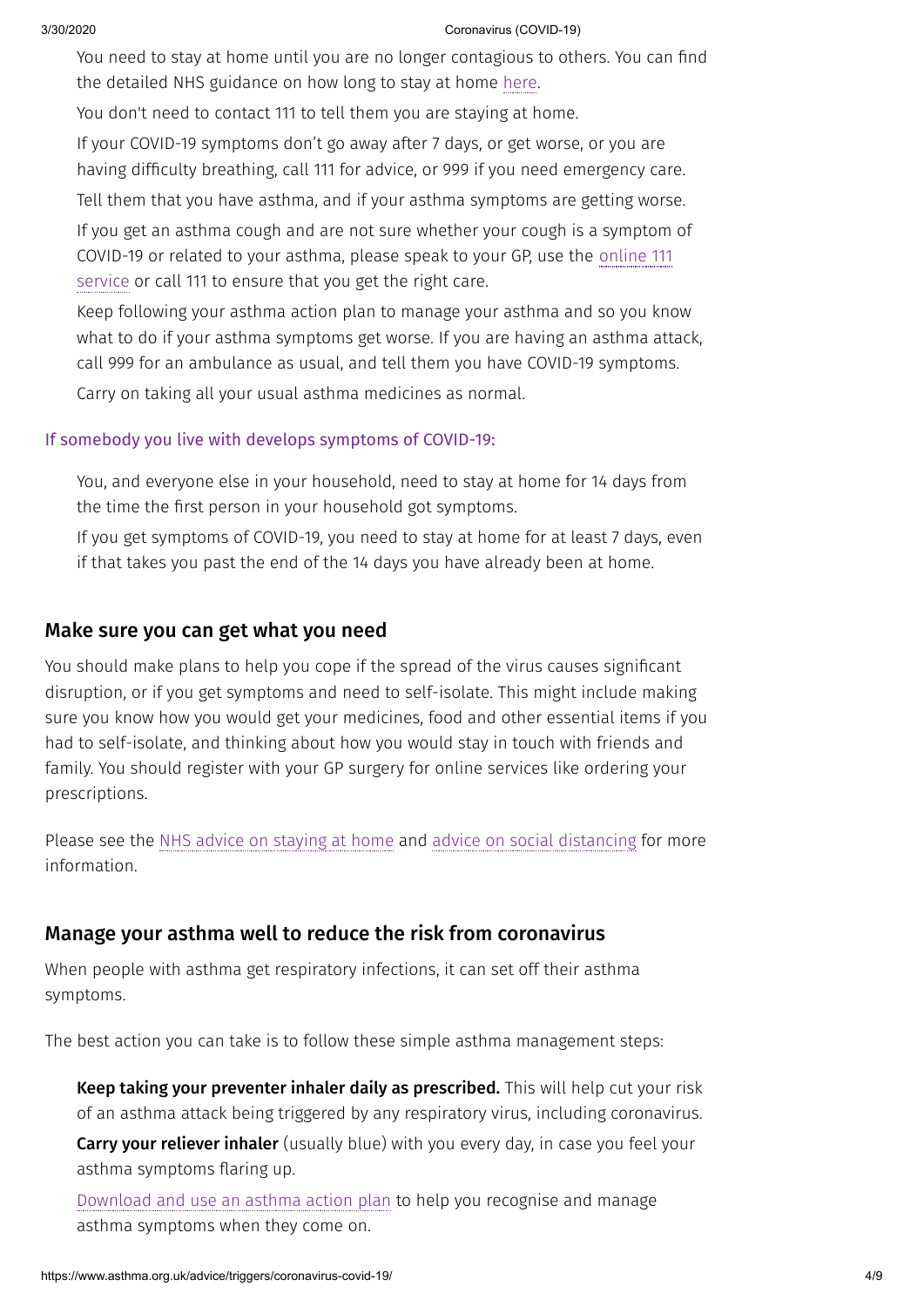You need to stay at home until you are no longer contagious to others. You can find the detailed NHS guidance on how long to stay at home here.

You don't need to contact 111 to tell them you are staying at home.

If your COVID-19 symptoms don't go away after 7 days, or get worse, or you are having difficulty breathing, call 111 for advice, or 999 if you need emergency care.

Tell them that you have asthma, and if your asthma symptoms are getting worse.

If you get an asthma cough and are not sure whether your cough is a symptom of COVID-19 or related to your asthma, please speak to your GP, use the online 111 service or call 111 to ensure that you get the right care.

Keep following your asthma action plan to manage your asthma and so you know what to do if your asthma symptoms get worse. If you are having an asthma attack, call 999 for an ambulance as usual, and tell them you have COVID-19 symptoms.

Carry on taking all your usual asthma medicines as normal.

### If somebody you live with develops symptoms of COVID-19:

You, and everyone else in your household, need to stay at home for 14 days from the time the first person in your household got symptoms.

If you get symptoms of COVID-19, you need to stay at home for at least 7 days, even if that takes you past the end of the 14 days you have already been at home.

## Make sure you can get what you need

You should make plans to help you cope if the spread of the virus causes significant disruption, or if you get symptoms and need to self-isolate. This might include making sure you know how you would get your medicines, food and other essential items if you had to self-isolate, and thinking about how you would stay in touch with friends and family. You should register with your GP surgery for online services like ordering your prescriptions.

Please see the NHS advice on staying at home and advice on social distancing for more information.

## Manage your asthma well to reduce the risk from coronavirus

When people with asthma get respiratory infections, it can set off their asthma symptoms.

The best action you can take is to follow these simple asthma management steps:

**Keep taking your preventer inhaler daily as prescribed.** This will help cut your risk of an asthma attack being triggered by any respiratory virus, including coronavirus.

**Carry your reliever inhaler** (usually blue) with you every day, in case you feel your asthma symptoms flaring up.

Download and use an asthma action plan to help you recognise and manage asthma symptoms when they come on.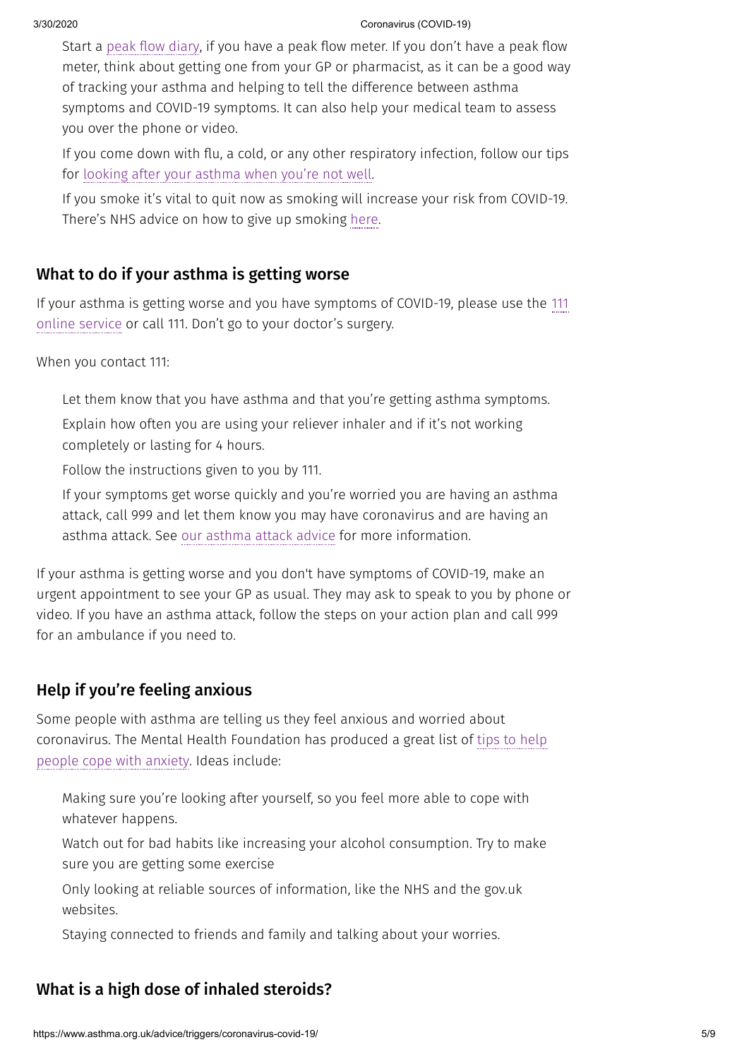- Start a peak flow diary, if you have a peak flow meter. If you don't have a peak flow meter, think about getting one from your GP or pharmacist, as it can be a good way of tracking your asthma and helping to tell the difference between asthma symptoms and COVID-19 symptoms. It can also help your medical team to assess you over the phone or video.
- If you come down with flu, a cold, or any other respiratory infection, follow our tips for looking after your asthma when you're not well.
- If you smoke it's vital to quit now as smoking will increase your risk from COVID-19. There's NHS advice on how to give up smoking here.

## What to do if your asthma is getting worse

If your asthma is getting worse and you have symptoms of COVID-19, please use the 111 online service or call 111. Don't go to your doctor's surgery.

When you contact 111:

- Let them know that you have asthma and that you're getting asthma symptoms.
- Explain how often you are using your reliever inhaler and if it's not working completely or lasting for 4 hours.
- Follow the instructions given to you by 111.
- If your symptoms get worse quickly and you're worried you are having an asthma attack, call 999 and let them know you may have coronavirus and are having an asthma attack. See our asthma attack advice for more information.

If your asthma is getting worse and you don't have symptoms of COVID-19, make an urgent appointment to see your GP as usual. They may ask to speak to you by phone or video. If you have an asthma attack, follow the steps on your action plan and call 999 for an ambulance if you need to.

## Help if you're feeling anxious

Some people with asthma are telling us they feel anxious and worried about coronavirus. The Mental Health Foundation has produced a great list of tips to help people cope with anxiety. Ideas include:

- Making sure you're looking after yourself, so you feel more able to cope with whatever happens.
- Watch out for bad habits like increasing your alcohol consumption. Try to make sure you are getting some exercise
- Only looking at reliable sources of information, like the NHS and the gov.uk websites.
- Staying connected to friends and family and talking about your worries.

## What is a high dose of inhaled steroids?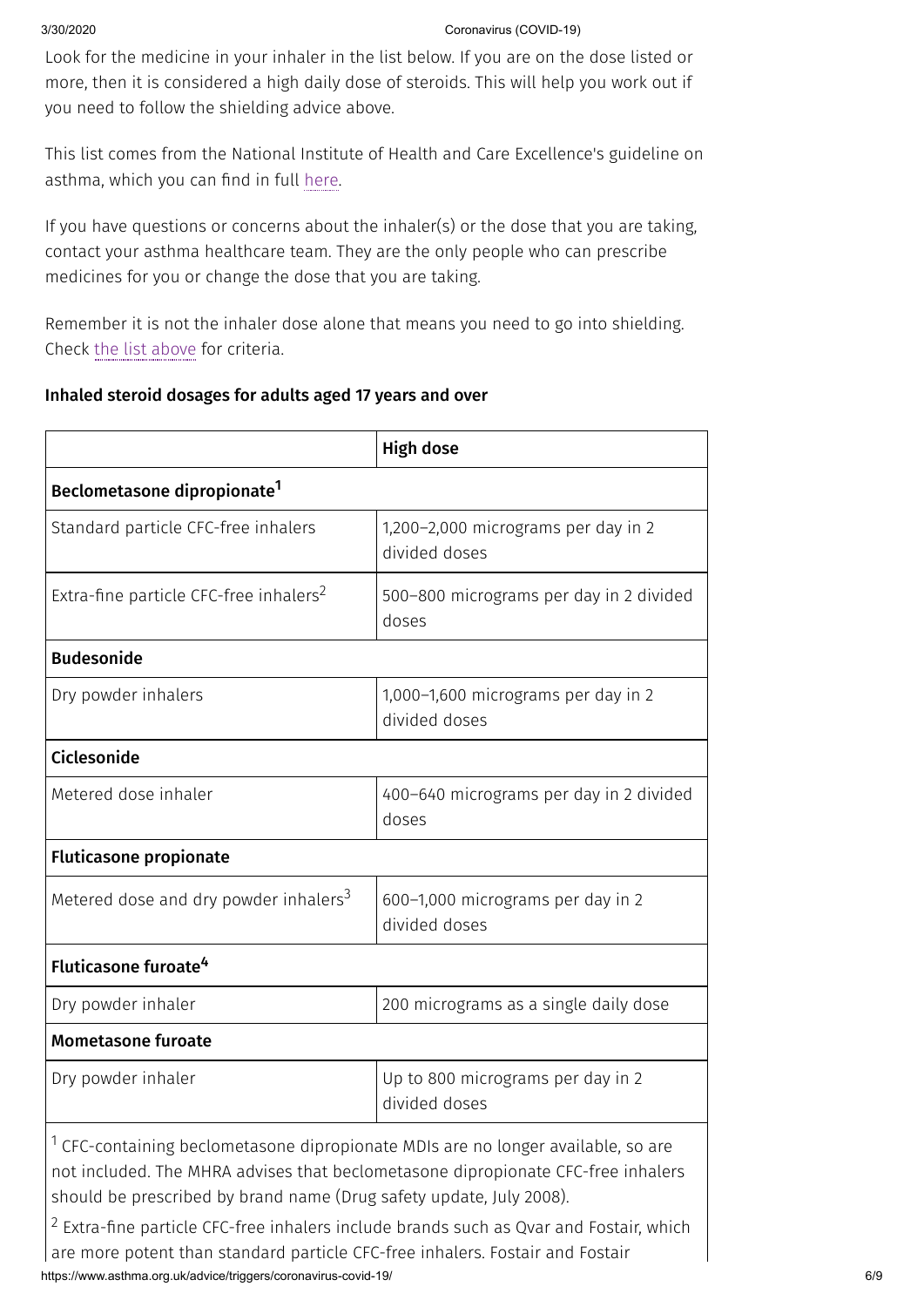Look for the medicine in your inhaler in the list below. If you are on the dose listed or more, then it is considered a high daily dose of steroids. This will help you work out if you need to follow the shielding advice above.

This list comes from the National Institute of Health and Care Excellence's guideline on asthma, which you can find in full here.

If you have questions or concerns about the inhaler(s) or the dose that you are taking, contact your asthma healthcare team. They are the only people who can prescribe medicines for you or change the dose that you are taking.

Remember it is not the inhaler dose alone that means you need to go into shielding. Check the list above for criteria.

### Inhaled steroid dosages for adults aged 17 years and over

| | **High dose** |
|---|---|
| **Beclometasone dipropionate[1]** | |
| Standard particle CFC-free inhalers | 1,200–2,000 micrograms per day in 2 divided doses |
| Extra-fine particle CFC-free inhalers[2] | 500–800 micrograms per day in 2 divided doses |
| **Budesonide** | |
| Dry powder inhalers | 1,000–1,600 micrograms per day in 2 divided doses |
| **Ciclesonide** | |
| Metered dose inhaler | 400–640 micrograms per day in 2 divided doses |
| **Fluticasone propionate** | |
| Metered dose and dry powder inhalers[3] | 600–1,000 micrograms per day in 2 divided doses |
| **Fluticasone furoate[4]** | |
| Dry powder inhaler | 200 micrograms as a single daily dose |
| **Mometasone furoate** | |
| Dry powder inhaler | Up to 800 micrograms per day in 2 divided doses |

[1] CFC-containing beclometasone dipropionate MDIs are no longer available, so are not included. The MHRA advises that beclometasone dipropionate CFC-free inhalers should be prescribed by brand name (Drug safety update, July 2008).

[2] Extra-fine particle CFC-free inhalers include brands such as Qvar and Fostair, which are more potent than standard particle CFC-free inhalers. Fostair and Fostair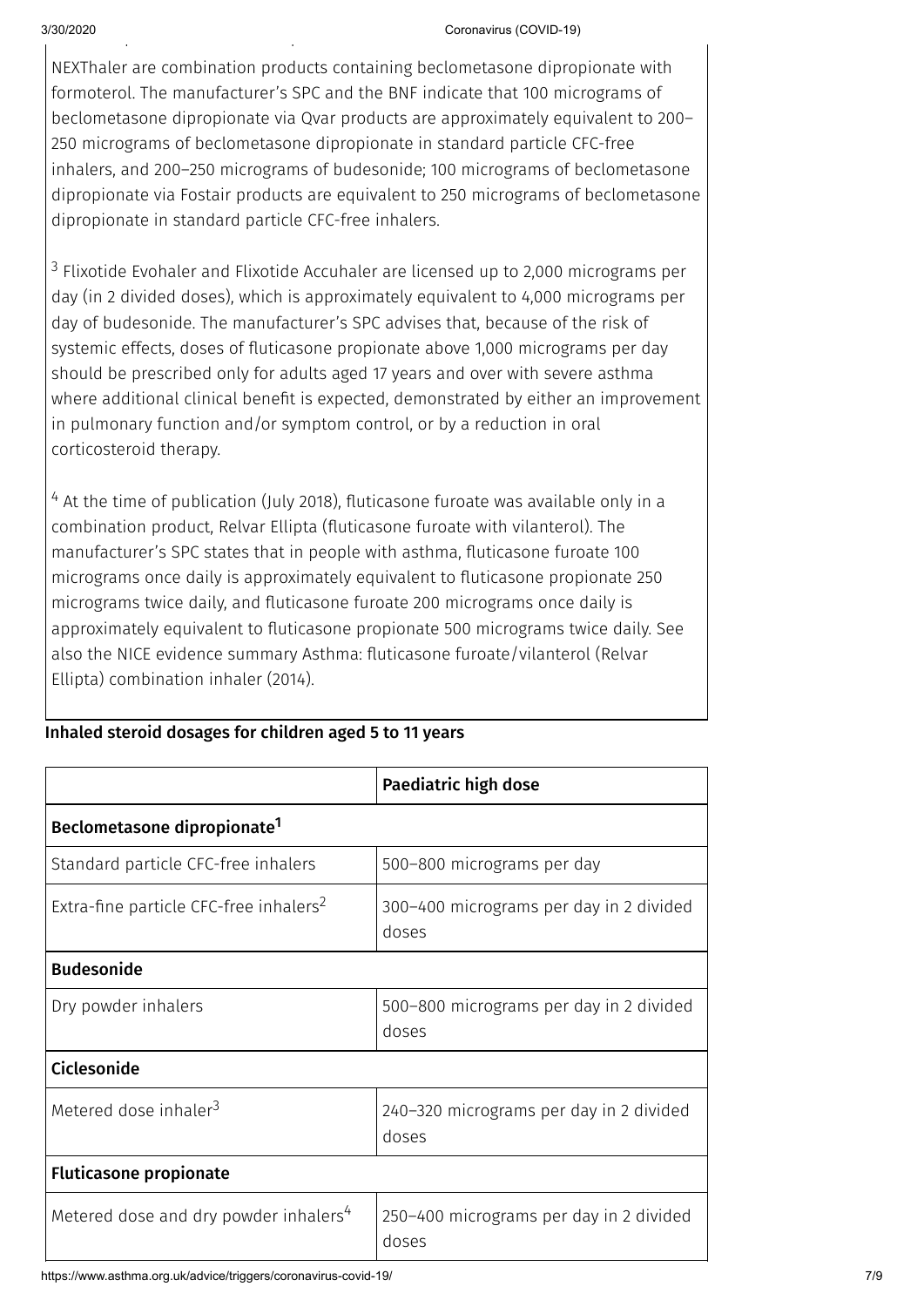NEXThaler are combination products containing beclometasone dipropionate with formoterol. The manufacturer's SPC and the BNF indicate that 100 micrograms of beclometasone dipropionate via Qvar products are approximately equivalent to 200–250 micrograms of beclometasone dipropionate in standard particle CFC-free inhalers, and 200–250 micrograms of budesonide; 100 micrograms of beclometasone dipropionate via Fostair products are equivalent to 250 micrograms of beclometasone dipropionate in standard particle CFC-free inhalers.

[3] Flixotide Evohaler and Flixotide Accuhaler are licensed up to 2,000 micrograms per day (in 2 divided doses), which is approximately equivalent to 4,000 micrograms per day of budesonide. The manufacturer's SPC advises that, because of the risk of systemic effects, doses of fluticasone propionate above 1,000 micrograms per day should be prescribed only for adults aged 17 years and over with severe asthma where additional clinical benefit is expected, demonstrated by either an improvement in pulmonary function and/or symptom control, or by a reduction in oral corticosteroid therapy.

[4] At the time of publication (July 2018), fluticasone furoate was available only in a combination product, Relvar Ellipta (fluticasone furoate with vilanterol). The manufacturer's SPC states that in people with asthma, fluticasone furoate 100 micrograms once daily is approximately equivalent to fluticasone propionate 250 micrograms twice daily, and fluticasone furoate 200 micrograms once daily is approximately equivalent to fluticasone propionate 500 micrograms twice daily. See also the NICE evidence summary Asthma: fluticasone furoate/vilanterol (Relvar Ellipta) combination inhaler (2014).

**Inhaled steroid dosages for children aged 5 to 11 years**

| | **Paediatric high dose** |
|---|---|
| **Beclometasone dipropionate[1]** | |
| Standard particle CFC-free inhalers | 500–800 micrograms per day |
| Extra-fine particle CFC-free inhalers[2] | 300–400 micrograms per day in 2 divided doses |
| **Budesonide** | |
| Dry powder inhalers | 500–800 micrograms per day in 2 divided doses |
| **Ciclesonide** | |
| Metered dose inhaler[3] | 240–320 micrograms per day in 2 divided doses |
| **Fluticasone propionate** | |
| Metered dose and dry powder inhalers[4] | 250–400 micrograms per day in 2 divided doses |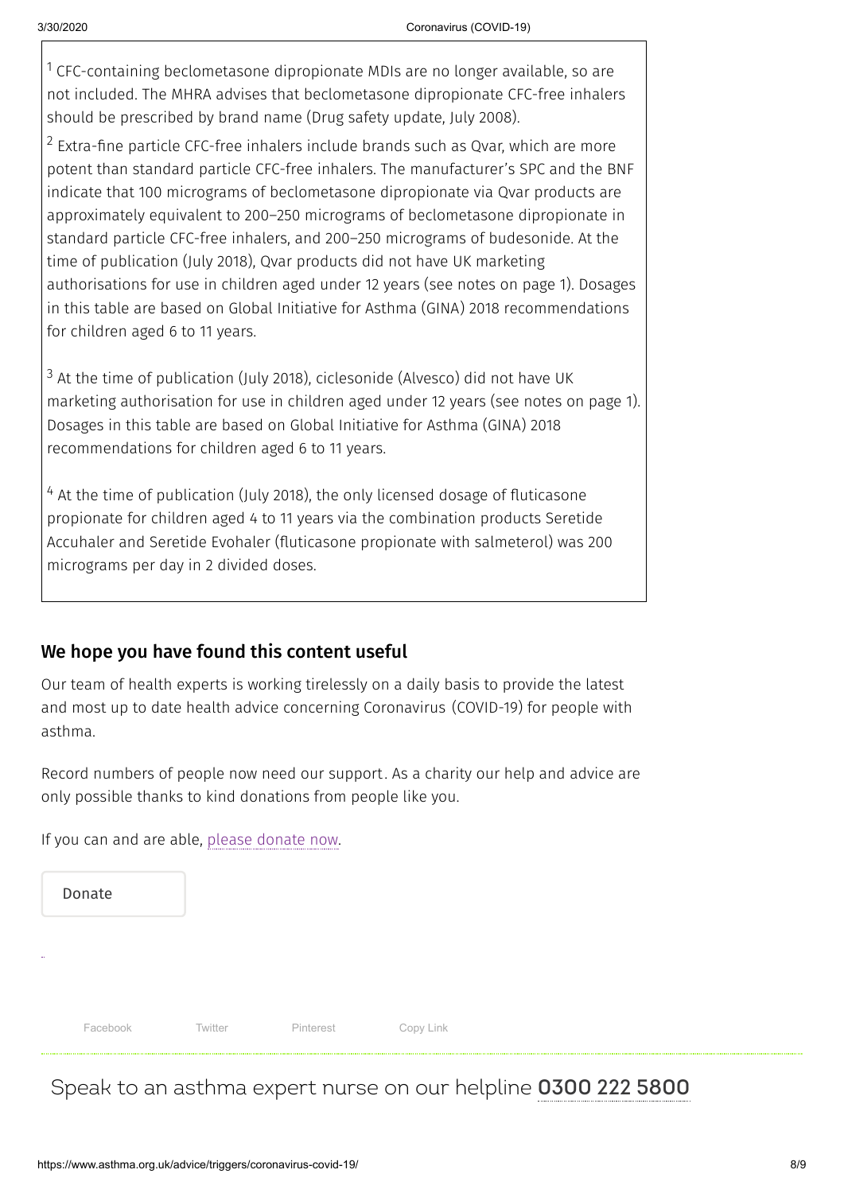[1] CFC-containing beclometasone dipropionate MDIs are no longer available, so are not included. The MHRA advises that beclometasone dipropionate CFC-free inhalers should be prescribed by brand name (Drug safety update, July 2008).

[2] Extra-fine particle CFC-free inhalers include brands such as Qvar, which are more potent than standard particle CFC-free inhalers. The manufacturer's SPC and the BNF indicate that 100 micrograms of beclometasone dipropionate via Qvar products are approximately equivalent to 200–250 micrograms of beclometasone dipropionate in standard particle CFC-free inhalers, and 200–250 micrograms of budesonide. At the time of publication (July 2018), Qvar products did not have UK marketing authorisations for use in children aged under 12 years (see notes on page 1). Dosages in this table are based on Global Initiative for Asthma (GINA) 2018 recommendations for children aged 6 to 11 years.

[3] At the time of publication (July 2018), ciclesonide (Alvesco) did not have UK marketing authorisation for use in children aged under 12 years (see notes on page 1). Dosages in this table are based on Global Initiative for Asthma (GINA) 2018 recommendations for children aged 6 to 11 years.

[4] At the time of publication (July 2018), the only licensed dosage of fluticasone propionate for children aged 4 to 11 years via the combination products Seretide Accuhaler and Seretide Evohaler (fluticasone propionate with salmeterol) was 200 micrograms per day in 2 divided doses.

## We hope you have found this content useful

Our team of health experts is working tirelessly on a daily basis to provide the latest and most up to date health advice concerning Coronavirus (COVID-19) for people with asthma.

Record numbers of people now need our support. As a charity our help and advice are only possible thanks to kind donations from people like you.

If you can and are able, please donate now.

Donate

Facebook Twitter Pinterest Copy Link

Speak to an asthma expert nurse on our helpline 0300 222 5800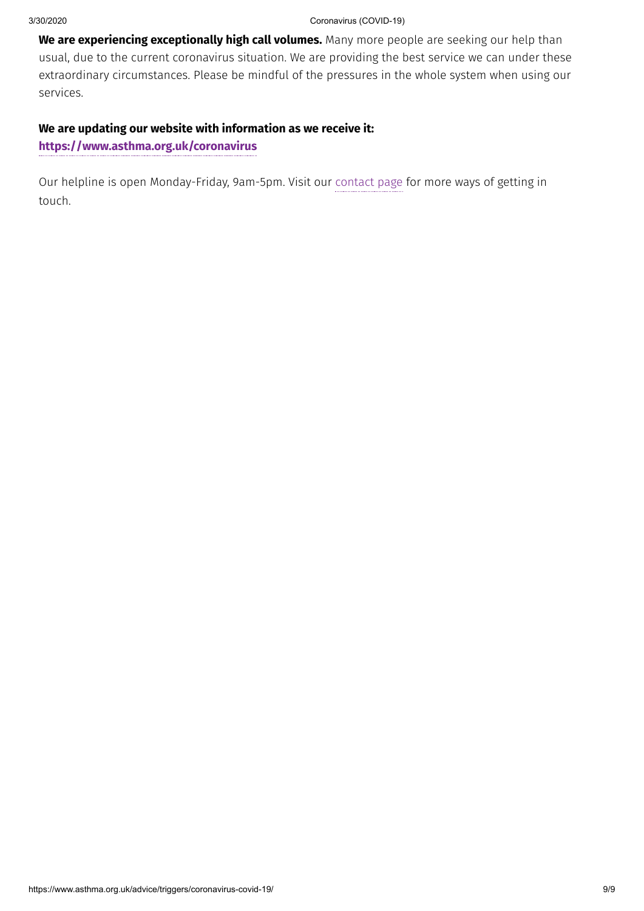**We are experiencing exceptionally high call volumes.** Many more people are seeking our help than usual, due to the current coronavirus situation. We are providing the best service we can under these extraordinary circumstances. Please be mindful of the pressures in the whole system when using our services.

**We are updating our website with information as we receive it:**
**https://www.asthma.org.uk/coronavirus**

Our helpline is open Monday-Friday, 9am-5pm. Visit our contact page for more ways of getting in touch.